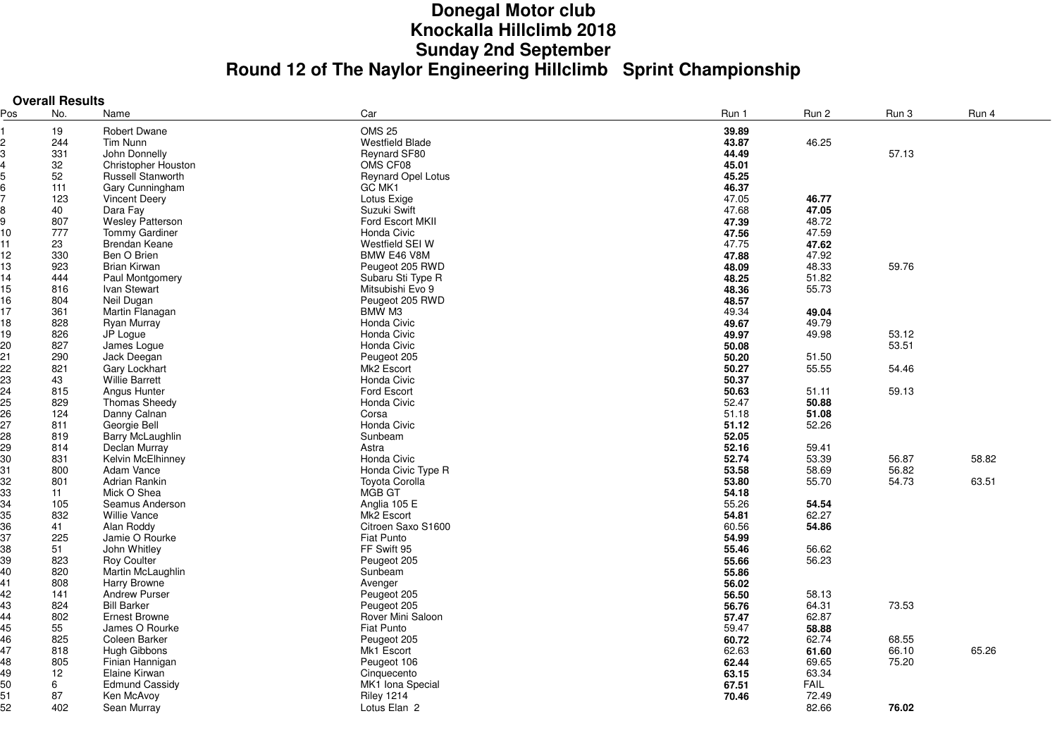# Donegal Motor club
# Knockalla Hillclimb 2018
# Sunday 2nd September
# Round 12 of The Naylor Engineering Hillclimb Sprint Championship

**Overall Results**

| Pos | No. | Name | Car | Run 1 | Run 2 | Run 3 | Run 4 |
|---|---|---|---|---|---|---|---|
| 1 | 19 | Robert Dwane | OMS 25 | **39.89** | | | |
| 2 | 244 | Tim Nunn | Westfield Blade | **43.87** | 46.25 | | |
| 3 | 331 | John Donnelly | Reynard SF80 | **44.49** | | 57.13 | |
| 4 | 32 | Christopher Houston | OMS CF08 | **45.01** | | | |
| 5 | 52 | Russell Stanworth | Reynard Opel Lotus | **45.25** | | | |
| 6 | 111 | Gary Cunningham | GC MK1 | **46.37** | | | |
| 7 | 123 | Vincent Deery | Lotus Exige | 47.05 | **46.77** | | |
| 8 | 40 | Dara Fay | Suzuki Swift | 47.68 | **47.05** | | |
| 9 | 807 | Wesley Patterson | Ford Escort MKII | **47.39** | 48.72 | | |
| 10 | 777 | Tommy Gardiner | Honda Civic | **47.56** | 47.59 | | |
| 11 | 23 | Brendan Keane | Westfield SEI W | 47.75 | **47.62** | | |
| 12 | 330 | Ben O Brien | BMW E46 V8M | **47.88** | 47.92 | | |
| 13 | 923 | Brian Kirwan | Peugeot 205 RWD | **48.09** | 48.33 | 59.76 | |
| 14 | 444 | Paul Montgomery | Subaru Sti Type R | **48.25** | 51.82 | | |
| 15 | 816 | Ivan Stewart | Mitsubishi Evo 9 | **48.36** | 55.73 | | |
| 16 | 804 | Neil Dugan | Peugeot 205 RWD | **48.57** | | | |
| 17 | 361 | Martin Flanagan | BMW M3 | 49.34 | **49.04** | | |
| 18 | 828 | Ryan Murray | Honda Civic | **49.67** | 49.79 | | |
| 19 | 826 | JP Logue | Honda Civic | **49.97** | 49.98 | 53.12 | |
| 20 | 827 | James Logue | Honda Civic | **50.08** | | 53.51 | |
| 21 | 290 | Jack Deegan | Peugeot 205 | **50.20** | 51.50 | | |
| 22 | 821 | Gary Lockhart | Mk2 Escort | **50.27** | 55.55 | 54.46 | |
| 23 | 43 | Willie Barrett | Honda Civic | **50.37** | | | |
| 24 | 815 | Angus Hunter | Ford Escort | **50.63** | 51.11 | 59.13 | |
| 25 | 829 | Thomas Sheedy | Honda Civic | 52.47 | **50.88** | | |
| 26 | 124 | Danny Calnan | Corsa | 51.18 | **51.08** | | |
| 27 | 811 | Georgie Bell | Honda Civic | **51.12** | 52.26 | | |
| 28 | 819 | Barry McLaughlin | Sunbeam | **52.05** | | | |
| 29 | 814 | Declan Murray | Astra | **52.16** | 59.41 | | |
| 30 | 831 | Kelvin McElhinney | Honda Civic | **52.74** | 53.39 | 56.87 | 58.82 |
| 31 | 800 | Adam Vance | Honda Civic Type R | **53.58** | 58.69 | 56.82 | |
| 32 | 801 | Adrian Rankin | Toyota Corolla | **53.80** | 55.70 | 54.73 | 63.51 |
| 33 | 11 | Mick O Shea | MGB GT | **54.18** | | | |
| 34 | 105 | Seamus Anderson | Anglia 105 E | 55.26 | **54.54** | | |
| 35 | 832 | Willie Vance | Mk2 Escort | **54.81** | 62.27 | | |
| 36 | 41 | Alan Roddy | Citroen Saxo S1600 | 60.56 | **54.86** | | |
| 37 | 225 | Jamie O Rourke | Fiat Punto | **54.99** | | | |
| 38 | 51 | John Whitley | FF Swift 95 | **55.46** | 56.62 | | |
| 39 | 823 | Roy Coulter | Peugeot 205 | **55.66** | 56.23 | | |
| 40 | 820 | Martin McLaughlin | Sunbeam | **55.86** | | | |
| 41 | 808 | Harry Browne | Avenger | **56.02** | | | |
| 42 | 141 | Andrew Purser | Peugeot 205 | **56.50** | 58.13 | | |
| 43 | 824 | Bill Barker | Peugeot 205 | **56.76** | 64.31 | 73.53 | |
| 44 | 802 | Ernest Browne | Rover Mini Saloon | **57.47** | 62.87 | | |
| 45 | 55 | James O Rourke | Fiat Punto | 59.47 | **58.88** | | |
| 46 | 825 | Coleen Barker | Peugeot 205 | **60.72** | 62.74 | 68.55 | |
| 47 | 818 | Hugh Gibbons | Mk1 Escort | 62.63 | **61.60** | 66.10 | 65.26 |
| 48 | 805 | Finian Hannigan | Peugeot 106 | **62.44** | 69.65 | 75.20 | |
| 49 | 12 | Elaine Kirwan | Cinquecento | **63.15** | 63.34 | | |
| 50 | 6 | Edmund Cassidy | MK1 Iona Special | **67.51** | FAIL | | |
| 51 | 87 | Ken McAvoy | Riley 1214 | **70.46** | 72.49 | | |
| 52 | 402 | Sean Murray | Lotus Elan 2 | | 82.66 | **76.02** | |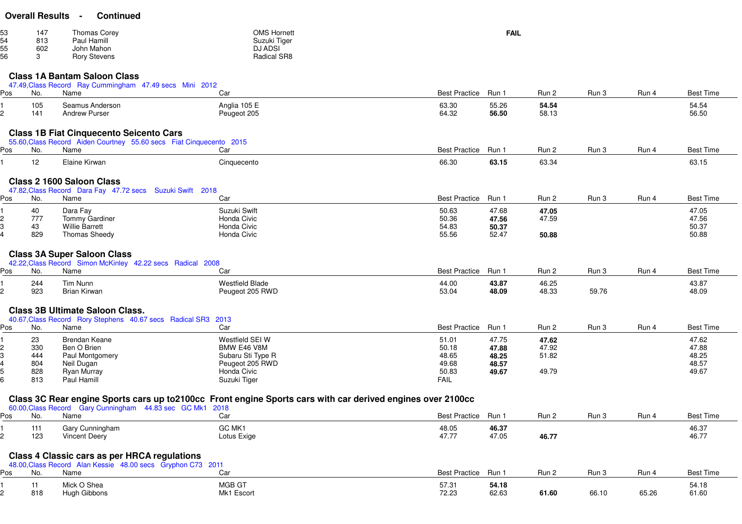## Overall Results - Continued

| | | | | |
|---|---|---|---|---|
| 53 | 147 | Thomas Corey | OMS Hornett | **FAIL** |
| 54 | 813 | Paul Hamill | Suzuki Tiger | |
| 55 | 602 | John Mahon | DJ ADSI | |
| 56 | 3 | Rory Stevens | Radical SR8 | |

### Class 1A Bantam Saloon Class

47.49,Class Record Ray Cummingham 47.49 secs Mini 2012

| Pos | No. | Name | Car | Best Practice | Run 1 | Run 2 | Run 3 | Run 4 | Best Time |
|---|---|---|---|---|---|---|---|---|---|
| 1 | 105 | Seamus Anderson | Anglia 105 E | 63.30 | 55.26 | **54.54** | | | 54.54 |
| 2 | 141 | Andrew Purser | Peugeot 205 | 64.32 | **56.50** | 58.13 | | | 56.50 |

### Class 1B Fiat Cinquecento Seicento Cars

55.60,Class Record Aiden Courtney 55.60 secs Fiat Cinquecento 2015

| Pos | No. | Name | Car | Best Practice | Run 1 | Run 2 | Run 3 | Run 4 | Best Time |
|---|---|---|---|---|---|---|---|---|---|
| 1 | 12 | Elaine Kirwan | Cinquecento | 66.30 | **63.15** | 63.34 | | | 63.15 |

### Class 2 1600 Saloon Class

47.82,Class Record Dara Fay 47.72 secs Suzuki Swift 2018

| Pos | No. | Name | Car | Best Practice | Run 1 | Run 2 | Run 3 | Run 4 | Best Time |
|---|---|---|---|---|---|---|---|---|---|
| 1 | 40 | Dara Fay | Suzuki Swift | 50.63 | 47.68 | **47.05** | | | 47.05 |
| 2 | 777 | Tommy Gardiner | Honda Civic | 50.36 | **47.56** | 47.59 | | | 47.56 |
| 3 | 43 | Willie Barrett | Honda Civic | 54.83 | **50.37** | | | | 50.37 |
| 4 | 829 | Thomas Sheedy | Honda Civic | 55.56 | 52.47 | **50.88** | | | 50.88 |

### Class 3A Super Saloon Class

42.22,Class Record Simon McKinley 42.22 secs Radical 2008

| Pos | No. | Name | Car | Best Practice | Run 1 | Run 2 | Run 3 | Run 4 | Best Time |
|---|---|---|---|---|---|---|---|---|---|
| 1 | 244 | Tim Nunn | Westfield Blade | 44.00 | **43.87** | 46.25 | | | 43.87 |
| 2 | 923 | Brian Kirwan | Peugeot 205 RWD | 53.04 | **48.09** | 48.33 | 59.76 | | 48.09 |

### Class 3B Ultimate Saloon Class.

40.67,Class Record Rory Stephens 40.67 secs Radical SR3 2013

| Pos | No. | Name | Car | Best Practice | Run 1 | Run 2 | Run 3 | Run 4 | Best Time |
|---|---|---|---|---|---|---|---|---|---|
| 1 | 23 | Brendan Keane | Westfield SEI W | 51.01 | 47.75 | **47.62** | | | 47.62 |
| 2 | 330 | Ben O Brien | BMW E46 V8M | 50.18 | **47.88** | 47.92 | | | 47.88 |
| 3 | 444 | Paul Montgomery | Subaru Sti Type R | 48.65 | **48.25** | 51.82 | | | 48.25 |
| 4 | 804 | Neil Dugan | Peugeot 205 RWD | 49.68 | **48.57** | | | | 48.57 |
| 5 | 828 | Ryan Murray | Honda Civic | 50.83 | **49.67** | 49.79 | | | 49.67 |
| 6 | 813 | Paul Hamill | Suzuki Tiger | FAIL | | | | | |

### Class 3C Rear engine Sports cars up to2100cc Front engine Sports cars with car derived engines over 2100cc

60.00,Class Record Gary Cunningham 44.83 sec GC Mk1 2018

| Pos | No. | Name | Car | Best Practice | Run 1 | Run 2 | Run 3 | Run 4 | Best Time |
|---|---|---|---|---|---|---|---|---|---|
| 1 | 111 | Gary Cunningham | GC MK1 | 48.05 | **46.37** | | | | 46.37 |
| 2 | 123 | Vincent Deery | Lotus Exige | 47.77 | 47.05 | **46.77** | | | 46.77 |

### Class 4 Classic cars as per HRCA regulations

48.00,Class Record Alan Kessie 48.00 secs Gryphon C73 2011

| Pos | No. | Name | Car | Best Practice | Run 1 | Run 2 | Run 3 | Run 4 | Best Time |
|---|---|---|---|---|---|---|---|---|---|
| 1 | 11 | Mick O Shea | MGB GT | 57.31 | **54.18** | | | | 54.18 |
| 2 | 818 | Hugh Gibbons | Mk1 Escort | 72.23 | 62.63 | **61.60** | 66.10 | 65.26 | 61.60 |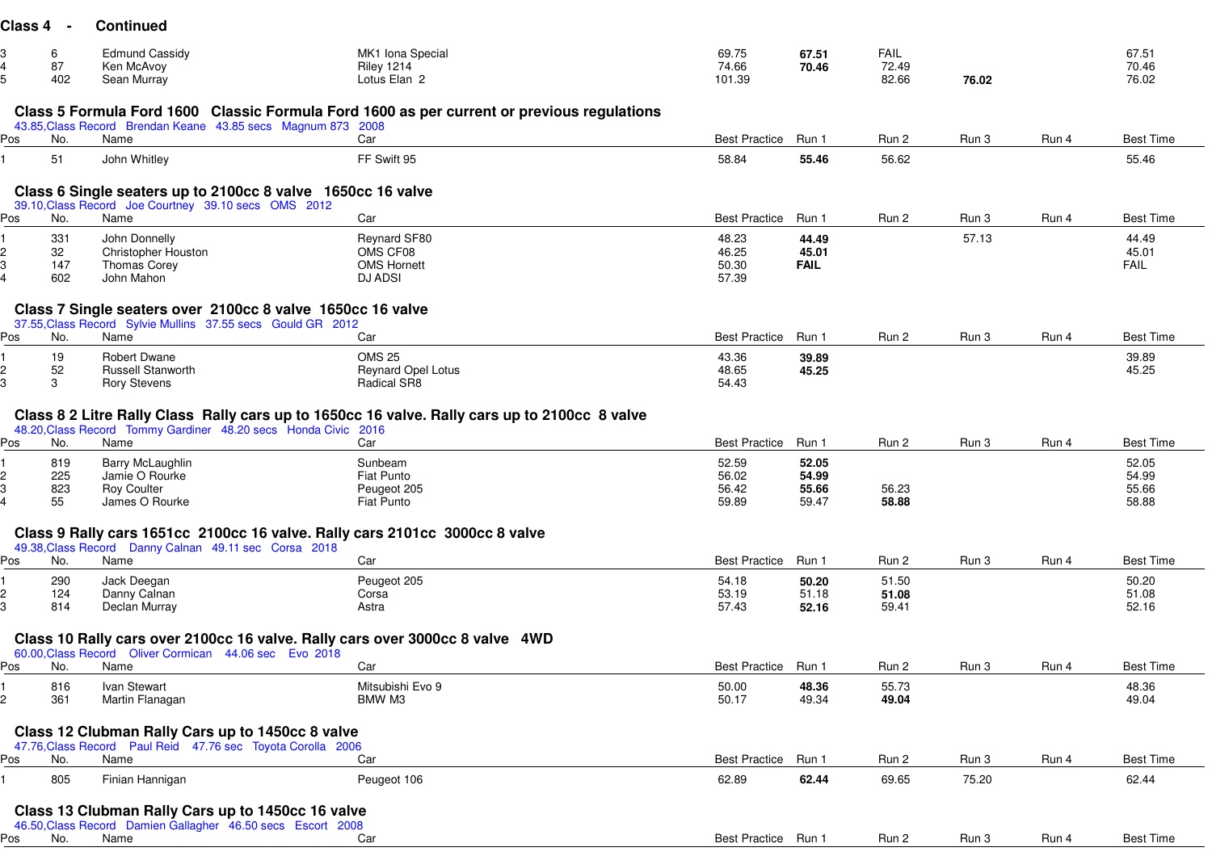## Class 4 - Continued

| Pos | No. | Name | Car | Best Practice | Run 1 | Run 2 | Run 3 | Run 4 | Best Time |
|---|---|---|---|---|---|---|---|---|---|
| 3 | 6 | Edmund Cassidy | MK1 Iona Special | 69.75 | **67.51** | FAIL | | | 67.51 |
| 4 | 87 | Ken McAvoy | Riley 1214 | 74.66 | **70.46** | 72.49 | | | 70.46 |
| 5 | 402 | Sean Murray | Lotus Elan 2 | 101.39 | | 82.66 | **76.02** | | 76.02 |

## Class 5 Formula Ford 1600 Classic Formula Ford 1600 as per current or previous regulations

43.85,Class Record Brendan Keane 43.85 secs Magnum 873 2008

| Pos | No. | Name | Car | Best Practice | Run 1 | Run 2 | Run 3 | Run 4 | Best Time |
|---|---|---|---|---|---|---|---|---|---|
| 1 | 51 | John Whitley | FF Swift 95 | 58.84 | **55.46** | 56.62 | | | 55.46 |

## Class 6 Single seaters up to 2100cc 8 valve 1650cc 16 valve

39.10,Class Record Joe Courtney 39.10 secs OMS 2012

| Pos | No. | Name | Car | Best Practice | Run 1 | Run 2 | Run 3 | Run 4 | Best Time |
|---|---|---|---|---|---|---|---|---|---|
| 1 | 331 | John Donnelly | Reynard SF80 | 48.23 | **44.49** | | 57.13 | | 44.49 |
| 2 | 32 | Christopher Houston | OMS CF08 | 46.25 | **45.01** | | | | 45.01 |
| 3 | 147 | Thomas Corey | OMS Hornett | 50.30 | **FAIL** | | | | FAIL |
| 4 | 602 | John Mahon | DJ ADSI | 57.39 | | | | | |

## Class 7 Single seaters over 2100cc 8 valve 1650cc 16 valve

37.55,Class Record Sylvie Mullins 37.55 secs Gould GR 2012

| Pos | No. | Name | Car | Best Practice | Run 1 | Run 2 | Run 3 | Run 4 | Best Time |
|---|---|---|---|---|---|---|---|---|---|
| 1 | 19 | Robert Dwane | OMS 25 | 43.36 | **39.89** | | | | 39.89 |
| 2 | 52 | Russell Stanworth | Reynard Opel Lotus | 48.65 | **45.25** | | | | 45.25 |
| 3 | 3 | Rory Stevens | Radical SR8 | 54.43 | | | | | |

## Class 8 2 Litre Rally Class Rally cars up to 1650cc 16 valve. Rally cars up to 2100cc 8 valve

48.20,Class Record Tommy Gardiner 48.20 secs Honda Civic 2016

| Pos | No. | Name | Car | Best Practice | Run 1 | Run 2 | Run 3 | Run 4 | Best Time |
|---|---|---|---|---|---|---|---|---|---|
| 1 | 819 | Barry McLaughlin | Sunbeam | 52.59 | **52.05** | | | | 52.05 |
| 2 | 225 | Jamie O Rourke | Fiat Punto | 56.02 | **54.99** | | | | 54.99 |
| 3 | 823 | Roy Coulter | Peugeot 205 | 56.42 | **55.66** | 56.23 | | | 55.66 |
| 4 | 55 | James O Rourke | Fiat Punto | 59.89 | 59.47 | **58.88** | | | 58.88 |

## Class 9 Rally cars 1651cc 2100cc 16 valve. Rally cars 2101cc 3000cc 8 valve

49.38,Class Record Danny Calnan 49.11 sec Corsa 2018

| Pos | No. | Name | Car | Best Practice | Run 1 | Run 2 | Run 3 | Run 4 | Best Time |
|---|---|---|---|---|---|---|---|---|---|
| 1 | 290 | Jack Deegan | Peugeot 205 | 54.18 | **50.20** | 51.50 | | | 50.20 |
| 2 | 124 | Danny Calnan | Corsa | 53.19 | 51.18 | **51.08** | | | 51.08 |
| 3 | 814 | Declan Murray | Astra | 57.43 | **52.16** | 59.41 | | | 52.16 |

## Class 10 Rally cars over 2100cc 16 valve. Rally cars over 3000cc 8 valve 4WD

60.00,Class Record Oliver Cormican 44.06 sec Evo 2018

| Pos | No. | Name | Car | Best Practice | Run 1 | Run 2 | Run 3 | Run 4 | Best Time |
|---|---|---|---|---|---|---|---|---|---|
| 1 | 816 | Ivan Stewart | Mitsubishi Evo 9 | 50.00 | **48.36** | 55.73 | | | 48.36 |
| 2 | 361 | Martin Flanagan | BMW M3 | 50.17 | 49.34 | **49.04** | | | 49.04 |

## Class 12 Clubman Rally Cars up to 1450cc 8 valve

47.76,Class Record Paul Reid 47.76 sec Toyota Corolla 2006

| Pos | No. | Name | Car | Best Practice | Run 1 | Run 2 | Run 3 | Run 4 | Best Time |
|---|---|---|---|---|---|---|---|---|---|
| 1 | 805 | Finian Hannigan | Peugeot 106 | 62.89 | **62.44** | 69.65 | 75.20 | | 62.44 |

## Class 13 Clubman Rally Cars up to 1450cc 16 valve

46.50,Class Record Damien Gallagher 46.50 secs Escort 2008

| Pos | No. | Name | Car | Best Practice | Run 1 | Run 2 | Run 3 | Run 4 | Best Time |
|---|---|---|---|---|---|---|---|---|---|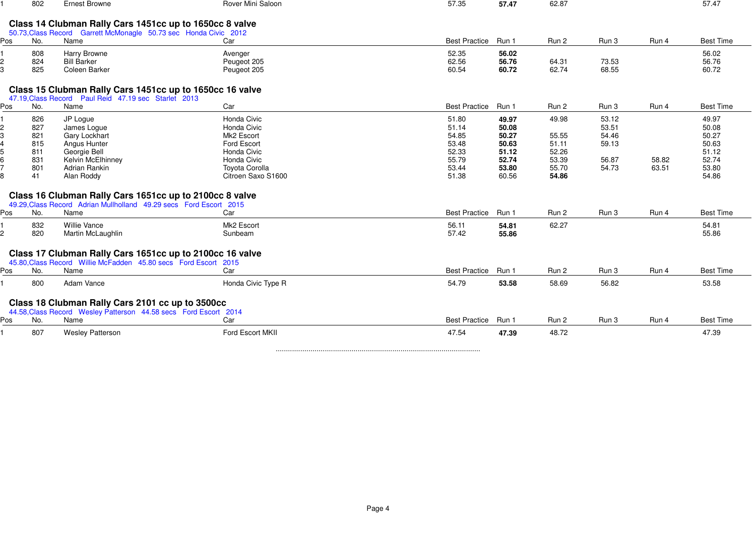| Pos | No. | Name | Car | Best Practice | Run 1 | Run 2 | Run 3 | Run 4 | Best Time |
|---|---|---|---|---|---|---|---|---|---|
| 1 | 802 | Ernest Browne | Rover Mini Saloon | 57.35 | **57.47** | 62.87 | | | 57.47 |

## Class 14 Clubman Rally Cars 1451cc up to 1650cc 8 valve

50.73,Class Record Garrett McMonagle 50.73 sec Honda Civic 2012

| Pos | No. | Name | Car | Best Practice | Run 1 | Run 2 | Run 3 | Run 4 | Best Time |
|---|---|---|---|---|---|---|---|---|---|
| 1 | 808 | Harry Browne | Avenger | 52.35 | **56.02** | | | | 56.02 |
| 2 | 824 | Bill Barker | Peugeot 205 | 62.56 | **56.76** | 64.31 | 73.53 | | 56.76 |
| 3 | 825 | Coleen Barker | Peugeot 205 | 60.54 | **60.72** | 62.74 | 68.55 | | 60.72 |

## Class 15 Clubman Rally Cars 1451cc up to 1650cc 16 valve

47.19,Class Record Paul Reid 47.19 sec Starlet 2013

| Pos | No. | Name | Car | Best Practice | Run 1 | Run 2 | Run 3 | Run 4 | Best Time |
|---|---|---|---|---|---|---|---|---|---|
| 1 | 826 | JP Logue | Honda Civic | 51.80 | **49.97** | 49.98 | 53.12 | | 49.97 |
| 2 | 827 | James Logue | Honda Civic | 51.14 | **50.08** | | 53.51 | | 50.08 |
| 3 | 821 | Gary Lockhart | Mk2 Escort | 54.85 | **50.27** | 55.55 | 54.46 | | 50.27 |
| 4 | 815 | Angus Hunter | Ford Escort | 53.48 | **50.63** | 51.11 | 59.13 | | 50.63 |
| 5 | 811 | Georgie Bell | Honda Civic | 52.33 | **51.12** | 52.26 | | | 51.12 |
| 6 | 831 | Kelvin McElhinney | Honda Civic | 55.79 | **52.74** | 53.39 | 56.87 | 58.82 | 52.74 |
| 7 | 801 | Adrian Rankin | Toyota Corolla | 53.44 | **53.80** | 55.70 | 54.73 | 63.51 | 53.80 |
| 8 | 41 | Alan Roddy | Citroen Saxo S1600 | 51.38 | 60.56 | **54.86** | | | 54.86 |

## Class 16 Clubman Rally Cars 1651cc up to 2100cc 8 valve

49.29,Class Record Adrian Mullholland 49.29 secs Ford Escort 2015

| Pos | No. | Name | Car | Best Practice | Run 1 | Run 2 | Run 3 | Run 4 | Best Time |
|---|---|---|---|---|---|---|---|---|---|
| 1 | 832 | Willie Vance | Mk2 Escort | 56.11 | **54.81** | 62.27 | | | 54.81 |
| 2 | 820 | Martin McLaughlin | Sunbeam | 57.42 | **55.86** | | | | 55.86 |

## Class 17 Clubman Rally Cars 1651cc up to 2100cc 16 valve

45.80,Class Record Willie McFadden 45.80 secs Ford Escort 2015

| Pos | No. | Name | Car | Best Practice | Run 1 | Run 2 | Run 3 | Run 4 | Best Time |
|---|---|---|---|---|---|---|---|---|---|
| 1 | 800 | Adam Vance | Honda Civic Type R | 54.79 | **53.58** | 58.69 | 56.82 | | 53.58 |

## Class 18 Clubman Rally Cars 2101 cc up to 3500cc

44.58,Class Record Wesley Patterson 44.58 secs Ford Escort 2014

| Pos | No. | Name | Car | Best Practice | Run 1 | Run 2 | Run 3 | Run 4 | Best Time |
|---|---|---|---|---|---|---|---|---|---|
| 1 | 807 | Wesley Patterson | Ford Escort MKII | 47.54 | **47.39** | 48.72 | | | 47.39 |

..................................................................................................